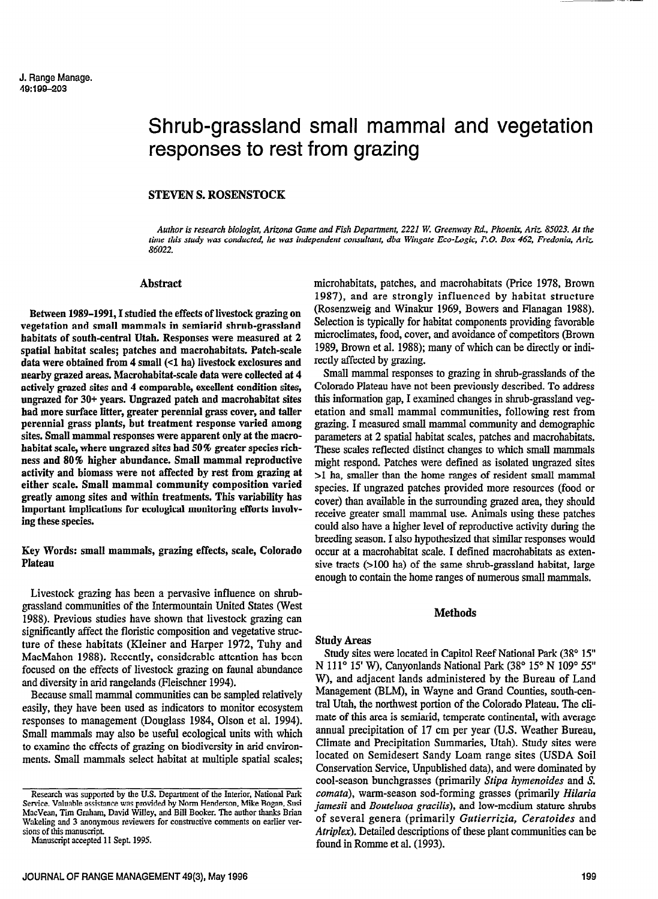# Shrub-grassland small mammal and vegetation responses to rest from grazing

**STEVEN S. ROSENSTOCK**

*Author is research biologist, Arizona Game and Fish Department, 2221 W. Greenway Rd., Phoenix, Ariz. 85023. At the time this study was conducted, he was independent consultant, dba Wingate Eco-Logic, P.O. Box 462, Fredonia, Ariz. 86022.*

## Abstract

**Between 1989–1991, I studied the effects of livestock grazing on vegetation and small mammals in semiarid shrub-grassland habitats of south-central Utah. Responses were measured at 2 spatial habitat scales; patches and macrohabitats. Patch-scale data were obtained from 4 small (<1 ha) livestock exclosures and nearby grazed areas. Macrohabitat-scale data were collected at 4 actively grazed sites and 4 comparable, excellent condition sites, ungrazed for 30+ years. Ungrazed patch and macrohabitat sites had more surface litter, greater perennial grass cover, and taller perennial grass plants, but treatment response varied among sites. Small mammal responses were apparent only at the macrohabitat scale, where ungrazed sites had 50% greater species richness and 80% higher abundance. Small mammal reproductive activity and biomass were not affected by rest from grazing at either scale. Small mammal community composition varied greatly among sites and within treatments. This variability has important implications for ecological monitoring efforts involving these species.**

**Key Words: small mammals, grazing effects, scale, Colorado Plateau**

Livestock grazing has been a pervasive influence on shrub-grassland communities of the Intermountain United States (West 1988). Previous studies have shown that livestock grazing can significantly affect the floristic composition and vegetative structure of these habitats (Kleiner and Harper 1972, Tuhy and MacMahon 1988). Recently, considerable attention has been focused on the effects of livestock grazing on faunal abundance and diversity in arid rangelands (Fleischner 1994).

Because small mammal communities can be sampled relatively easily, they have been used as indicators to monitor ecosystem responses to management (Douglass 1984, Olson et al. 1994). Small mammals may also be useful ecological units with which to examine the effects of grazing on biodiversity in arid environments. Small mammals select habitat at multiple spatial scales; microhabitats, patches, and macrohabitats (Price 1978, Brown 1987), and are strongly influenced by habitat structure (Rosenzweig and Winakur 1969, Bowers and Flanagan 1988). Selection is typically for habitat components providing favorable microclimates, food, cover, and avoidance of competitors (Brown 1989, Brown et al. 1988); many of which can be directly or indirectly affected by grazing.

Small mammal responses to grazing in shrub-grasslands of the Colorado Plateau have not been previously described. To address this information gap, I examined changes in shrub-grassland vegetation and small mammal communities, following rest from grazing. I measured small mammal community and demographic parameters at 2 spatial habitat scales, patches and macrohabitats. These scales reflected distinct changes to which small mammals might respond. Patches were defined as isolated ungrazed sites >1 ha, smaller than the home ranges of resident small mammal species. If ungrazed patches provided more resources (food or cover) than available in the surrounding grazed area, they should receive greater small mammal use. Animals using these patches could also have a higher level of reproductive activity during the breeding season. I also hypothesized that similar responses would occur at a macrohabitat scale. I defined macrohabitats as extensive tracts (>100 ha) of the same shrub-grassland habitat, large enough to contain the home ranges of numerous small mammals.

## Methods

### Study Areas

Study sites were located in Capitol Reef National Park (38° 15" N 111° 15' W), Canyonlands National Park (38° 15° N 109° 55" W), and adjacent lands administered by the Bureau of Land Management (BLM), in Wayne and Grand Counties, south-central Utah, the northwest portion of the Colorado Plateau. The climate of this area is semiarid, temperate continental, with average annual precipitation of 17 cm per year (U.S. Weather Bureau, Climate and Precipitation Summaries, Utah). Study sites were located on Semidesert Sandy Loam range sites (USDA Soil Conservation Service, Unpublished data), and were dominated by cool-season bunchgrasses (primarily *Stipa hymenoides* and *S. comata*), warm-season sod-forming grasses (primarily *Hilaria jamesii* and *Bouteluoa gracilis*), and low-medium stature shrubs of several genera (primarily *Gutierrizia*, *Ceratoides* and *Atriplex*). Detailed descriptions of these plant communities can be found in Romme et al. (1993).

---

Research was supported by the U.S. Department of the Interior, National Park Service. Valuable assistance was provided by Norm Henderson, Mike Bogan, Susi MacVean, Tim Graham, David Willey, and Bill Booker. The author thanks Brian Wakeling and 3 anonymous reviewers for constructive comments on earlier versions of this manuscript.

Manuscript accepted 11 Sept. 1995.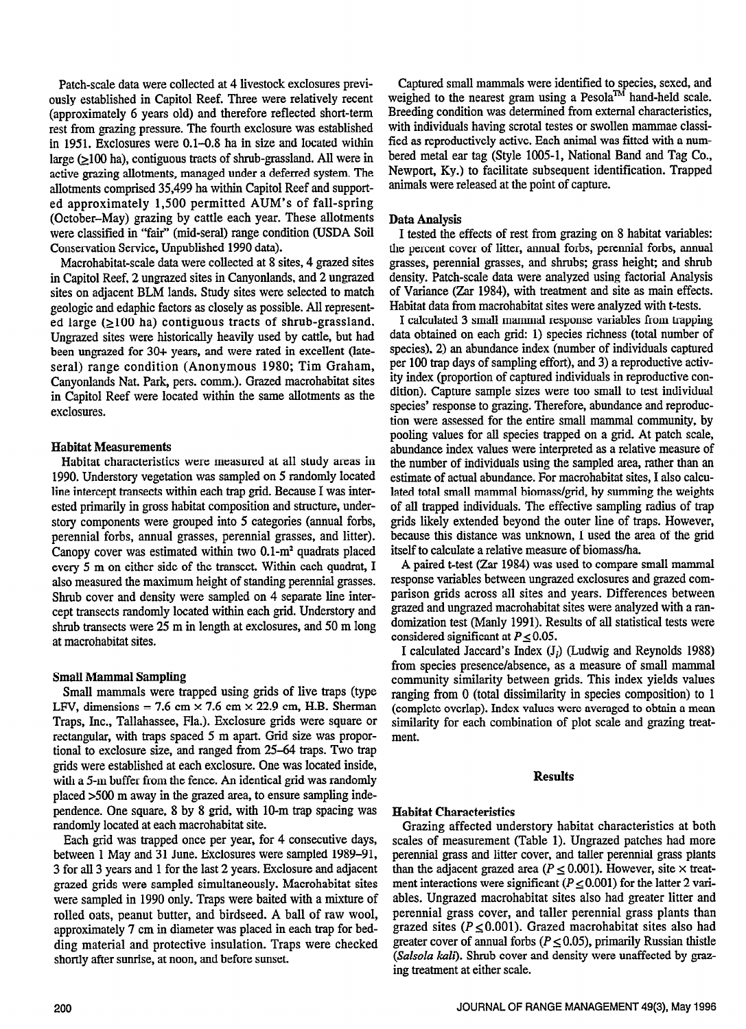Patch-scale data were collected at 4 livestock exclosures previously established in Capitol Reef. Three were relatively recent (approximately 6 years old) and therefore reflected short-term rest from grazing pressure. The fourth exclosure was established in 1951. Exclosures were 0.1–0.8 ha in size and located within large (≥100 ha), contiguous tracts of shrub-grassland. All were in active grazing allotments, managed under a deferred system. The allotments comprised 35,499 ha within Capitol Reef and supported approximately 1,500 permitted AUM's of fall-spring (October–May) grazing by cattle each year. These allotments were classified in "fair" (mid-seral) range condition (USDA Soil Conservation Service, Unpublished 1990 data).

Macrohabitat-scale data were collected at 8 sites, 4 grazed sites in Capitol Reef, 2 ungrazed sites in Canyonlands, and 2 ungrazed sites on adjacent BLM lands. Study sites were selected to match geologic and edaphic factors as closely as possible. All represented large (≥100 ha) contiguous tracts of shrub-grassland. Ungrazed sites were historically heavily used by cattle, but had been ungrazed for 30+ years, and were rated in excellent (late-seral) range condition (Anonymous 1980; Tim Graham, Canyonlands Nat. Park, pers. comm.). Grazed macrohabitat sites in Capitol Reef were located within the same allotments as the exclosures.

### Habitat Measurements

Habitat characteristics were measured at all study areas in 1990. Understory vegetation was sampled on 5 randomly located line intercept transects within each trap grid. Because I was interested primarily in gross habitat composition and structure, understory components were grouped into 5 categories (annual forbs, perennial forbs, annual grasses, perennial grasses, and litter). Canopy cover was estimated within two 0.1-m² quadrats placed every 5 m on either side of the transect. Within each quadrat, I also measured the maximum height of standing perennial grasses. Shrub cover and density were sampled on 4 separate line intercept transects randomly located within each grid. Understory and shrub transects were 25 m in length at exclosures, and 50 m long at macrohabitat sites.

### Small Mammal Sampling

Small mammals were trapped using grids of live traps (type LFV, dimensions = 7.6 cm × 7.6 cm × 22.9 cm, H.B. Sherman Traps, Inc., Tallahassee, Fla.). Exclosure grids were square or rectangular, with traps spaced 5 m apart. Grid size was proportional to exclosure size, and ranged from 25–64 traps. Two trap grids were established at each exclosure. One was located inside, with a 5-m buffer from the fence. An identical grid was randomly placed >500 m away in the grazed area, to ensure sampling independence. One square, 8 by 8 grid, with 10-m trap spacing was randomly located at each macrohabitat site.

Each grid was trapped once per year, for 4 consecutive days, between 1 May and 31 June. Exclosures were sampled 1989–91, 3 for all 3 years and 1 for the last 2 years. Exclosure and adjacent grazed grids were sampled simultaneously. Macrohabitat sites were sampled in 1990 only. Traps were baited with a mixture of rolled oats, peanut butter, and birdseed. A ball of raw wool, approximately 7 cm in diameter was placed in each trap for bedding material and protective insulation. Traps were checked shortly after sunrise, at noon, and before sunset.

Captured small mammals were identified to species, sexed, and weighed to the nearest gram using a Pesola™ hand-held scale. Breeding condition was determined from external characteristics, with individuals having scrotal testes or swollen mammae classified as reproductively active. Each animal was fitted with a numbered metal ear tag (Style 1005-1, National Band and Tag Co., Newport, Ky.) to facilitate subsequent identification. Trapped animals were released at the point of capture.

### Data Analysis

I tested the effects of rest from grazing on 8 habitat variables: the percent cover of litter, annual forbs, perennial forbs, annual grasses, perennial grasses, and shrubs; grass height; and shrub density. Patch-scale data were analyzed using factorial Analysis of Variance (Zar 1984), with treatment and site as main effects. Habitat data from macrohabitat sites were analyzed with t-tests.

I calculated 3 small mammal response variables from trapping data obtained on each grid: 1) species richness (total number of species), 2) an abundance index (number of individuals captured per 100 trap days of sampling effort), and 3) a reproductive activity index (proportion of captured individuals in reproductive condition). Capture sample sizes were too small to test individual species' response to grazing. Therefore, abundance and reproduction were assessed for the entire small mammal community, by pooling values for all species trapped on a grid. At patch scale, abundance index values were interpreted as a relative measure of the number of individuals using the sampled area, rather than an estimate of actual abundance. For macrohabitat sites, I also calculated total small mammal biomass/grid, by summing the weights of all trapped individuals. The effective sampling radius of trap grids likely extended beyond the outer line of traps. However, because this distance was unknown, I used the area of the grid itself to calculate a relative measure of biomass/ha.

A paired t-test (Zar 1984) was used to compare small mammal response variables between ungrazed exclosures and grazed comparison grids across all sites and years. Differences between grazed and ungrazed macrohabitat sites were analyzed with a randomization test (Manly 1991). Results of all statistical tests were considered significant at $P \leq 0.05$.

I calculated Jaccard's Index ($J_j$) (Ludwig and Reynolds 1988) from species presence/absence, as a measure of small mammal community similarity between grids. This index yields values ranging from 0 (total dissimilarity in species composition) to 1 (complete overlap). Index values were averaged to obtain a mean similarity for each combination of plot scale and grazing treatment.

## Results

### Habitat Characteristics

Grazing affected understory habitat characteristics at both scales of measurement (Table 1). Ungrazed patches had more perennial grass and litter cover, and taller perennial grass plants than the adjacent grazed area ($P \leq 0.001$). However, site × treatment interactions were significant ($P \leq 0.001$) for the latter 2 variables. Ungrazed macrohabitat sites also had greater litter and perennial grass cover, and taller perennial grass plants than grazed sites ($P \leq 0.001$). Grazed macrohabitat sites also had greater cover of annual forbs ($P \leq 0.05$), primarily Russian thistle (*Salsola kali*). Shrub cover and density were unaffected by grazing treatment at either scale.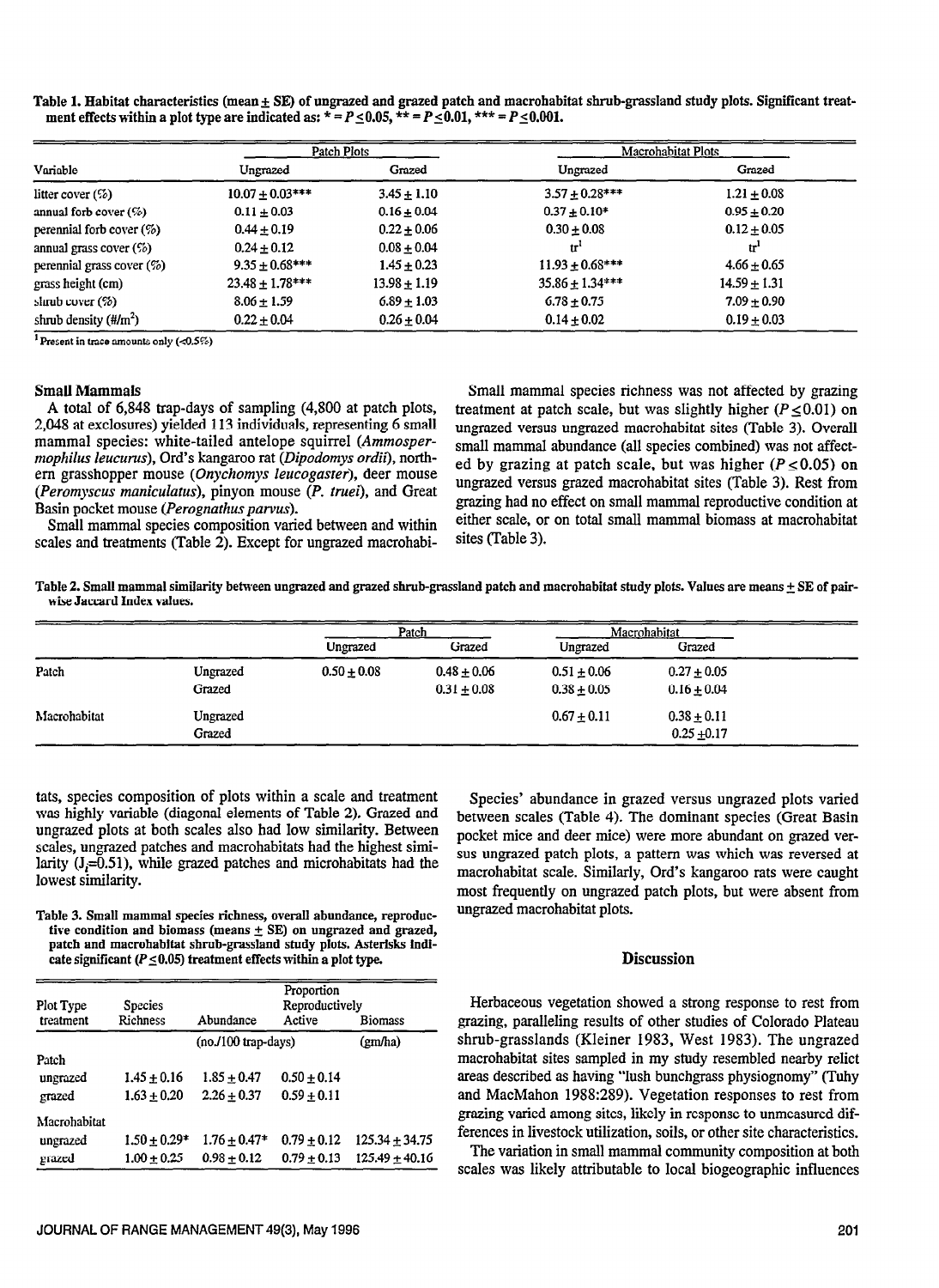Table 1. Habitat characteristics (mean ± SE) of ungrazed and grazed patch and macrohabitat shrub-grassland study plots. Significant treatment effects within a plot type are indicated as: * = $P \leq 0.05$, ** = $P \leq 0.01$, *** = $P \leq 0.001$.

| | Patch Plots | | Macrohabitat Plots | |
|---|---|---|---|---|
| Variable | Ungrazed | Grazed | Ungrazed | Grazed |
| litter cover (%) | 10.07 ± 0.03*** | 3.45 ± 1.10 | 3.57 ± 0.28*** | 1.21 ± 0.08 |
| annual forb cover (%) | 0.11 ± 0.03 | 0.16 ± 0.04 | 0.37 ± 0.10* | 0.95 ± 0.20 |
| perennial forb cover (%) | 0.44 ± 0.19 | 0.22 ± 0.06 | 0.30 ± 0.08 | 0.12 ± 0.05 |
| annual grass cover (%) | 0.24 ± 0.12 | 0.08 ± 0.04 | tr[1] | tr[1] |
| perennial grass cover (%) | 9.35 ± 0.68*** | 1.45 ± 0.23 | 11.93 ± 0.68*** | 4.66 ± 0.65 |
| grass height (cm) | 23.48 ± 1.78*** | 13.98 ± 1.19 | 35.86 ± 1.34*** | 14.59 ± 1.31 |
| shrub cover (%) | 8.06 ± 1.59 | 6.89 ± 1.03 | 6.78 ± 0.75 | 7.09 ± 0.90 |
| shrub density (#/m²) | 0.22 ± 0.04 | 0.26 ± 0.04 | 0.14 ± 0.02 | 0.19 ± 0.03 |

[1] Present in trace amounts only (<0.5%)

### Small Mammals

A total of 6,848 trap-days of sampling (4,800 at patch plots, 2,048 at exclosures) yielded 113 individuals, representing 6 small mammal species: white-tailed antelope squirrel (*Ammospermophilus leucurus*), Ord's kangaroo rat (*Dipodomys ordii*), northern grasshopper mouse (*Onychomys leucogaster*), deer mouse (*Peromyscus maniculatus*), pinyon mouse (*P. truei*), and Great Basin pocket mouse (*Perognathus parvus*).

Small mammal species composition varied between and within scales and treatments (Table 2). Except for ungrazed macrohabitats, species composition of plots within a scale and treatment was highly variable (diagonal elements of Table 2). Grazed and ungrazed plots at both scales also had low similarity. Between scales, ungrazed patches and macrohabitats had the highest similarity ($J_i$=0.51), while grazed patches and microhabitats had the lowest similarity.

Table 2. Small mammal similarity between ungrazed and grazed shrub-grassland patch and macrohabitat study plots. Values are means ± SE of pairwise Jaccard Index values.

| | | Patch | | Macrohabitat | |
|---|---|---|---|---|---|
| | | Ungrazed | Grazed | Ungrazed | Grazed |
| Patch | Ungrazed | 0.50 ± 0.08 | 0.48 ± 0.06 | 0.51 ± 0.06 | 0.27 ± 0.05 |
| | Grazed | | 0.31 ± 0.08 | 0.38 ± 0.05 | 0.16 ± 0.04 |
| Macrohabitat | Ungrazed | | | 0.67 ± 0.11 | 0.38 ± 0.11 |
| | Grazed | | | | 0.25 ± 0.17 |

Table 3. Small mammal species richness, overall abundance, reproductive condition and biomass (means ± SE) on ungrazed and grazed, patch and macrohabitat shrub-grassland study plots. Asterisks indicate significant ($P \leq 0.05$) treatment effects within a plot type.

| Plot Type treatment | Species Richness | Abundance | Proportion Reproductively Active | Biomass |
|---|---|---|---|---|
| | | (no./100 trap-days) | | (gm/ha) |
| Patch | | | | |
| ungrazed | 1.45 ± 0.16 | 1.85 ± 0.47 | 0.50 ± 0.14 | |
| grazed | 1.63 ± 0.20 | 2.26 ± 0.37 | 0.59 ± 0.11 | |
| Macrohabitat | | | | |
| ungrazed | 1.50 ± 0.29* | 1.76 ± 0.47* | 0.79 ± 0.12 | 125.34 ± 34.75 |
| grazed | 1.00 ± 0.25 | 0.98 ± 0.12 | 0.79 ± 0.13 | 125.49 ± 40.16 |

Small mammal species richness was not affected by grazing treatment at patch scale, but was slightly higher ($P \leq 0.01$) on ungrazed versus ungrazed macrohabitat sites (Table 3). Overall small mammal abundance (all species combined) was not affected by grazing at patch scale, but was higher ($P < 0.05$) on ungrazed versus grazed macrohabitat sites (Table 3). Rest from grazing had no effect on small mammal reproductive condition at either scale, or on total small mammal biomass at macrohabitat sites (Table 3).

Species' abundance in grazed versus ungrazed plots varied between scales (Table 4). The dominant species (Great Basin pocket mice and deer mice) were more abundant on grazed versus ungrazed patch plots, a pattern was which was reversed at macrohabitat scale. Similarly, Ord's kangaroo rats were caught most frequently on ungrazed patch plots, but were absent from ungrazed macrohabitat plots.

## Discussion

Herbaceous vegetation showed a strong response to rest from grazing, paralleling results of other studies of Colorado Plateau shrub-grasslands (Kleiner 1983, West 1983). The ungrazed macrohabitat sites sampled in my study resembled nearby relict areas described as having "lush bunchgrass physiognomy" (Tuhy and MacMahon 1988:289). Vegetation responses to rest from grazing varied among sites, likely in response to unmeasured differences in livestock utilization, soils, or other site characteristics.

The variation in small mammal community composition at both scales was likely attributable to local biogeographic influences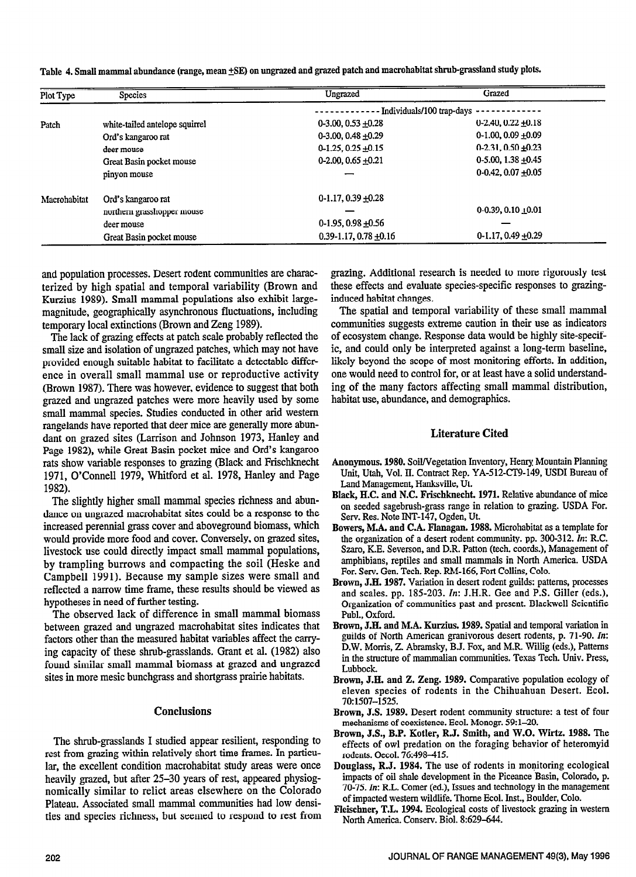Table 4. Small mammal abundance (range, mean ±SE) on ungrazed and grazed patch and macrohabitat shrub-grassland study plots.

| Plot Type | Species | Ungrazed | Grazed |
|---|---|---|---|
| | | Individuals/100 trap-days | |
| Patch | white-tailed antelope squirrel | 0-3.00, 0.53 ±0.28 | 0-2.40, 0.22 ±0.18 |
| | Ord's kangaroo rat | 0-3.00, 0.48 ±0.29 | 0-1.00, 0.09 ±0.09 |
| | deer mouse | 0-1.25, 0.25 ±0.15 | 0-2.31, 0.50 ±0.23 |
| | Great Basin pocket mouse | 0-2.00, 0.65 ±0.21 | 0-5.00, 1.38 ±0.45 |
| | pinyon mouse | — | 0-0.42, 0.07 ±0.05 |
| Macrohabitat | Ord's kangaroo rat | 0-1.17, 0.39 ±0.28 | |
| | northern grasshopper mouse | — | 0-0.39, 0.10 ±0.01 |
| | deer mouse | 0-1.95, 0.98 ±0.56 | — |
| | Great Basin pocket mouse | 0.39-1.17, 0.78 ±0.16 | 0-1.17, 0.49 ±0.29 |

and population processes. Desert rodent communities are characterized by high spatial and temporal variability (Brown and Kurzius 1989). Small mammal populations also exhibit large-magnitude, geographically asynchronous fluctuations, including temporary local extinctions (Brown and Zeng 1989).

The lack of grazing effects at patch scale probably reflected the small size and isolation of ungrazed patches, which may not have provided enough suitable habitat to facilitate a detectable difference in overall small mammal use or reproductive activity (Brown 1987). There was however, evidence to suggest that both grazed and ungrazed patches were more heavily used by some small mammal species. Studies conducted in other arid western rangelands have reported that deer mice are generally more abundant on grazed sites (Larrison and Johnson 1973, Hanley and Page 1982), while Great Basin pocket mice and Ord's kangaroo rats show variable responses to grazing (Black and Frischknecht 1971, O'Connell 1979, Whitford et al. 1978, Hanley and Page 1982).

The slightly higher small mammal species richness and abundance on ungrazed macrohabitat sites could be a response to the increased perennial grass cover and aboveground biomass, which would provide more food and cover. Conversely, on grazed sites, livestock use could directly impact small mammal populations, by trampling burrows and compacting the soil (Heske and Campbell 1991). Because my sample sizes were small and reflected a narrow time frame, these results should be viewed as hypotheses in need of further testing.

The observed lack of difference in small mammal biomass between grazed and ungrazed macrohabitat sites indicates that factors other than the measured habitat variables affect the carrying capacity of these shrub-grasslands. Grant et al. (1982) also found similar small mammal biomass at grazed and ungrazed sites in more mesic bunchgrass and shortgrass prairie habitats.

## Conclusions

The shrub-grasslands I studied appear resilient, responding to rest from grazing within relatively short time frames. In particular, the excellent condition macrohabitat study areas were once heavily grazed, but after 25–30 years of rest, appeared physiognomically similar to relict areas elsewhere on the Colorado Plateau. Associated small mammal communities had low densities and species richness, but seemed to respond to rest from grazing. Additional research is needed to more rigorously test these effects and evaluate species-specific responses to grazing-induced habitat changes.

The spatial and temporal variability of these small mammal communities suggests extreme caution in their use as indicators of ecosystem change. Response data would be highly site-specific, and could only be interpreted against a long-term baseline, likely beyond the scope of most monitoring efforts. In addition, one would need to control for, or at least have a solid understanding of the many factors affecting small mammal distribution, habitat use, abundance, and demographics.

## Literature Cited

**Anonymous. 1980.** Soil/Vegetation Inventory, Henry Mountain Planning Unit, Utah, Vol. II. Contract Rep. YA-512-CT9-149, USDI Bureau of Land Management, Hanksville, Ut.

**Black, H.C. and N.C. Frischknecht. 1971.** Relative abundance of mice on seeded sagebrush-grass range in relation to grazing. USDA For. Serv. Res. Note INT-147, Ogden, Ut.

**Bowers, M.A. and C.A. Flanagan. 1988.** Microhabitat as a template for the organization of a desert rodent community. pp. 300-312. *In*: R.C. Szaro, K.E. Severson, and D.R. Patton (tech. coords.), Management of amphibians, reptiles and small mammals in North America. USDA For. Serv. Gen. Tech. Rep. RM-166, Fort Collins, Colo.

**Brown, J.H. 1987.** Variation in desert rodent guilds: patterns, processes and scales. pp. 185-203. *In*: J.H.R. Gee and P.S. Giller (eds.), Organization of communities past and present. Blackwell Scientific Publ., Oxford.

**Brown, J.H. and M.A. Kurzius. 1989.** Spatial and temporal variation in guilds of North American granivorous desert rodents, p. 71-90. *In*: D.W. Morris, Z. Abramsky, B.J. Fox, and M.R. Willig (eds.), Patterns in the structure of mammalian communities. Texas Tech. Univ. Press, Lubbock.

**Brown, J.H. and Z. Zeng. 1989.** Comparative population ecology of eleven species of rodents in the Chihuahuan Desert. Ecol. 70:1507–1525.

**Brown, J.S. 1989.** Desert rodent community structure: a test of four mechanisms of coexistence. Ecol. Monogr. 59:1–20.

**Brown, J.S., B.P. Kotler, R.J. Smith, and W.O. Wirtz. 1988.** The effects of owl predation on the foraging behavior of heteromyid rodents. Oecol. 76:498–415.

**Douglass, R.J. 1984.** The use of rodents in monitoring ecological impacts of oil shale development in the Piceance Basin, Colorado, p. 70-75. *In*: R.L. Comer (ed.), Issues and technology in the management of impacted western wildlife. Thorne Ecol. Inst., Boulder, Colo.

**Fleischner, T.L. 1994.** Ecological costs of livestock grazing in western North America. Conserv. Biol. 8:629–644.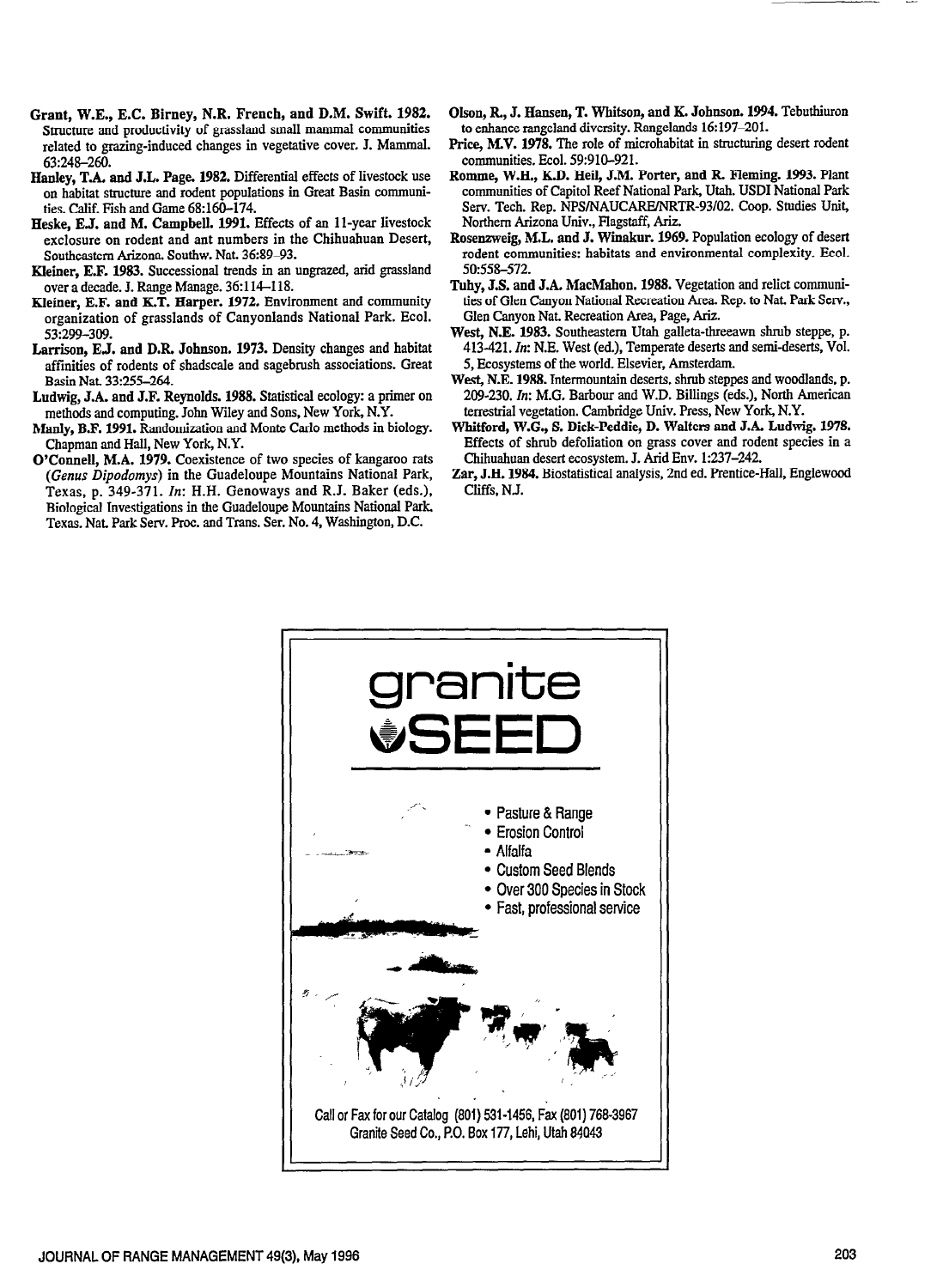**Grant, W.E., E.C. Birney, N.R. French, and D.M. Swift. 1982.** Structure and productivity of grassland small mammal communities related to grazing-induced changes in vegetative cover. J. Mammal. 63:248–260.

**Hanley, T.A. and J.L. Page. 1982.** Differential effects of livestock use on habitat structure and rodent populations in Great Basin communities. Calif. Fish and Game 68:160–174.

**Heske, E.J. and M. Campbell. 1991.** Effects of an 11-year livestock exclosure on rodent and ant numbers in the Chihuahuan Desert, Southeastern Arizona. Southw. Nat. 36:89–93.

**Kleiner, E.F. 1983.** Successional trends in an ungrazed, arid grassland over a decade. J. Range Manage. 36:114–118.

**Kleiner, E.F. and K.T. Harper. 1972.** Environment and community organization of grasslands of Canyonlands National Park. Ecol. 53:299–309.

**Larrison, E.J. and D.R. Johnson. 1973.** Density changes and habitat affinities of rodents of shadscale and sagebrush associations. Great Basin Nat. 33:255–264.

**Ludwig, J.A. and J.F. Reynolds. 1988.** Statistical ecology: a primer on methods and computing. John Wiley and Sons, New York, N.Y.

**Manly, B.F. 1991.** Randomization and Monte Carlo methods in biology. Chapman and Hall, New York, N.Y.

**O'Connell, M.A. 1979.** Coexistence of two species of kangaroo rats (*Genus Dipodomys*) in the Guadeloupe Mountains National Park, Texas, p. 349-371. *In*: H.H. Genoways and R.J. Baker (eds.), Biological Investigations in the Guadeloupe Mountains National Park, Texas. Nat. Park Serv. Proc. and Trans. Ser. No. 4, Washington, D.C.

**Olson, R., J. Hansen, T. Whitson, and K. Johnson. 1994.** Tebuthiuron to enhance rangeland diversity. Rangelands 16:197–201.

**Price, M.V. 1978.** The role of microhabitat in structuring desert rodent communities. Ecol. 59:910–921.

**Romme, W.H., K.D. Heil, J.M. Porter, and R. Fleming. 1993.** Plant communities of Capitol Reef National Park, Utah. USDI National Park Serv. Tech. Rep. NPS/NAUCARE/NRTR-93/02. Coop. Studies Unit, Northern Arizona Univ., Flagstaff, Ariz.

**Rosenzweig, M.L. and J. Winakur. 1969.** Population ecology of desert rodent communities: habitats and environmental complexity. Ecol. 50:558–572.

**Tuhy, J.S. and J.A. MacMahon. 1988.** Vegetation and relict communities of Glen Canyon National Recreation Area. Rep. to Nat. Park Serv., Glen Canyon Nat. Recreation Area, Page, Ariz.

**West, N.E. 1983.** Southeastern Utah galleta-threeawn shrub steppe, p. 413-421. *In*: N.E. West (ed.), Temperate deserts and semi-deserts, Vol. 5, Ecosystems of the world. Elsevier, Amsterdam.

**West, N.E. 1988.** Intermountain deserts, shrub steppes and woodlands, p. 209-230. *In*: M.G. Barbour and W.D. Billings (eds.), North American terrestrial vegetation. Cambridge Univ. Press, New York, N.Y.

**Whitford, W.G., S. Dick-Peddie, D. Walters and J.A. Ludwig. 1978.** Effects of shrub defoliation on grass cover and rodent species in a Chihuahuan desert ecosystem. J. Arid Env. 1:237–242.

**Zar, J.H. 1984.** Biostatistical analysis, 2nd ed. Prentice-Hall, Englewood Cliffs, N.J.

granite SEED

- Pasture & Range
- Erosion Control
- Alfalfa
- Custom Seed Blends
- Over 300 Species in Stock
- Fast, professional service

Call or Fax for our Catalog (801) 531-1456, Fax (801) 768-3967
Granite Seed Co., P.O. Box 177, Lehi, Utah 84043